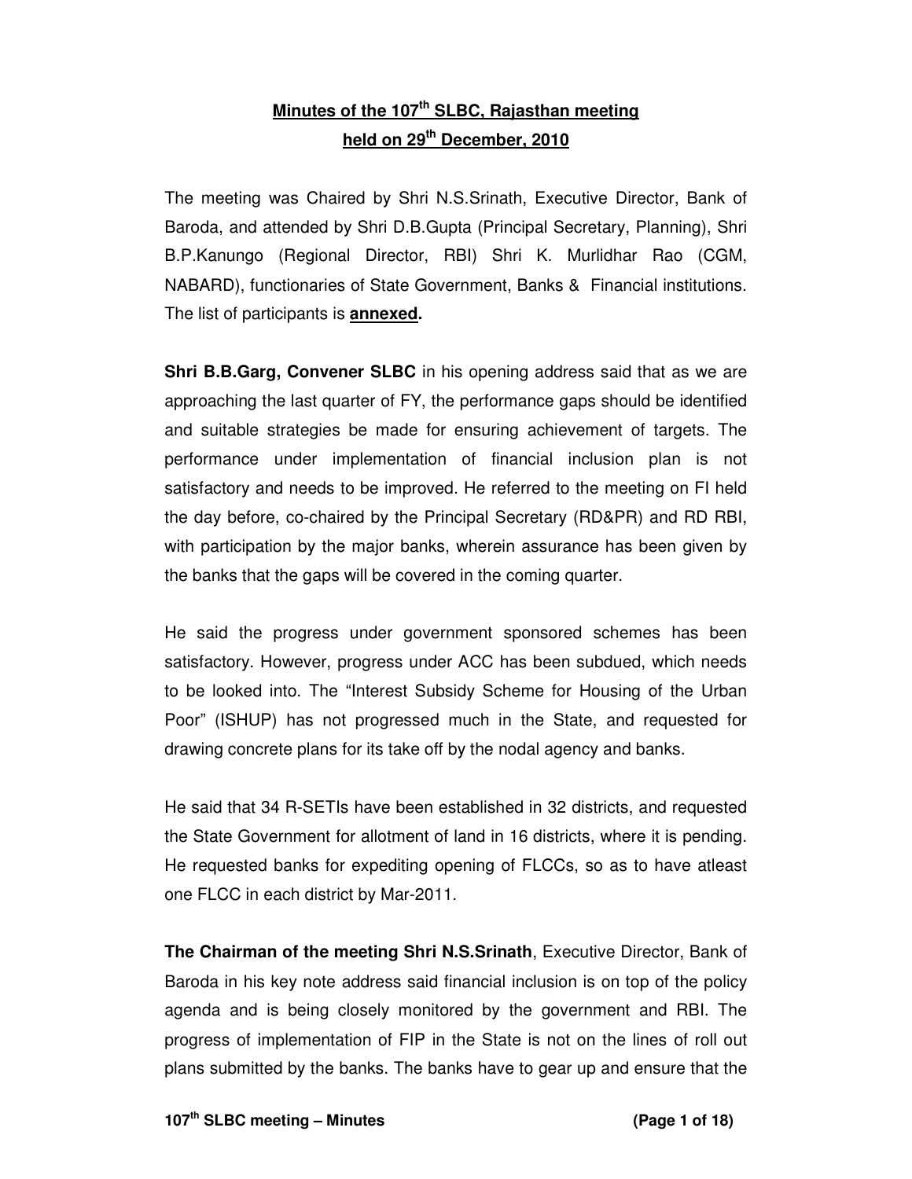# Minutes of the 107th SLBC, Rajasthan meeting held on 29th December, 2010

The meeting was Chaired by Shri N.S.Srinath, Executive Director, Bank of Baroda, and attended by Shri D.B.Gupta (Principal Secretary, Planning), Shri B.P.Kanungo (Regional Director, RBI) Shri K. Murlidhar Rao (CGM, NABARD), functionaries of State Government, Banks & Financial institutions. The list of participants is **annexed.**

**Shri B.B.Garg, Convener SLBC** in his opening address said that as we are approaching the last quarter of FY, the performance gaps should be identified and suitable strategies be made for ensuring achievement of targets. The performance under implementation of financial inclusion plan is not satisfactory and needs to be improved. He referred to the meeting on FI held the day before, co-chaired by the Principal Secretary (RD&PR) and RD RBI, with participation by the major banks, wherein assurance has been given by the banks that the gaps will be covered in the coming quarter.

He said the progress under government sponsored schemes has been satisfactory. However, progress under ACC has been subdued, which needs to be looked into. The "Interest Subsidy Scheme for Housing of the Urban Poor" (ISHUP) has not progressed much in the State, and requested for drawing concrete plans for its take off by the nodal agency and banks.

He said that 34 R-SETIs have been established in 32 districts, and requested the State Government for allotment of land in 16 districts, where it is pending. He requested banks for expediting opening of FLCCs, so as to have atleast one FLCC in each district by Mar-2011.

**The Chairman of the meeting Shri N.S.Srinath**, Executive Director, Bank of Baroda in his key note address said financial inclusion is on top of the policy agenda and is being closely monitored by the government and RBI. The progress of implementation of FIP in the State is not on the lines of roll out plans submitted by the banks. The banks have to gear up and ensure that the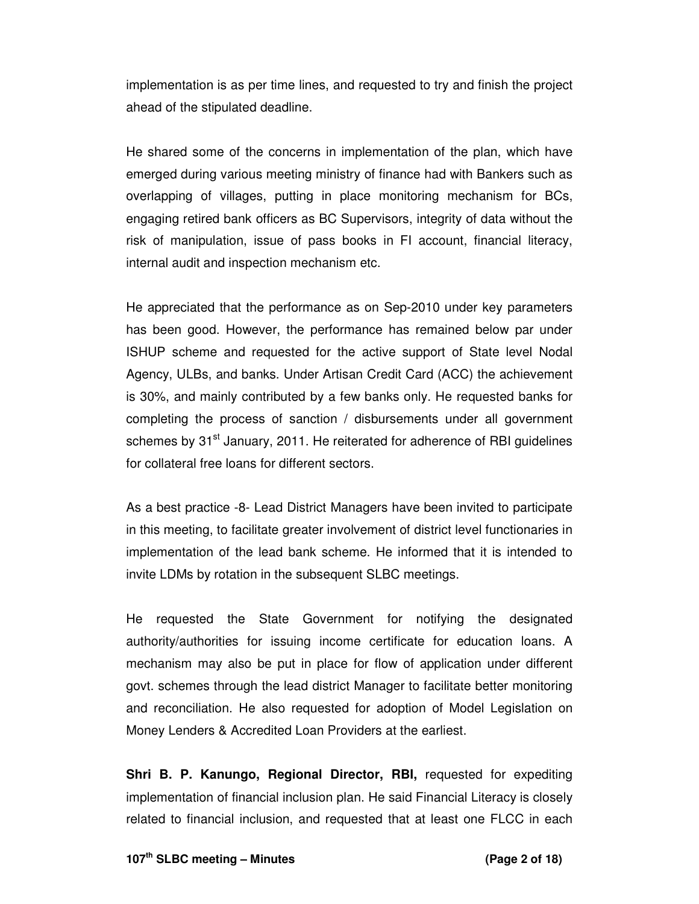implementation is as per time lines, and requested to try and finish the project ahead of the stipulated deadline.

He shared some of the concerns in implementation of the plan, which have emerged during various meeting ministry of finance had with Bankers such as overlapping of villages, putting in place monitoring mechanism for BCs, engaging retired bank officers as BC Supervisors, integrity of data without the risk of manipulation, issue of pass books in FI account, financial literacy, internal audit and inspection mechanism etc.

He appreciated that the performance as on Sep-2010 under key parameters has been good. However, the performance has remained below par under ISHUP scheme and requested for the active support of State level Nodal Agency, ULBs, and banks. Under Artisan Credit Card (ACC) the achievement is 30%, and mainly contributed by a few banks only. He requested banks for completing the process of sanction / disbursements under all government schemes by 31st January, 2011. He reiterated for adherence of RBI guidelines for collateral free loans for different sectors.

As a best practice -8- Lead District Managers have been invited to participate in this meeting, to facilitate greater involvement of district level functionaries in implementation of the lead bank scheme. He informed that it is intended to invite LDMs by rotation in the subsequent SLBC meetings.

He requested the State Government for notifying the designated authority/authorities for issuing income certificate for education loans. A mechanism may also be put in place for flow of application under different govt. schemes through the lead district Manager to facilitate better monitoring and reconciliation. He also requested for adoption of Model Legislation on Money Lenders & Accredited Loan Providers at the earliest.

**Shri B. P. Kanungo, Regional Director, RBI,** requested for expediting implementation of financial inclusion plan. He said Financial Literacy is closely related to financial inclusion, and requested that at least one FLCC in each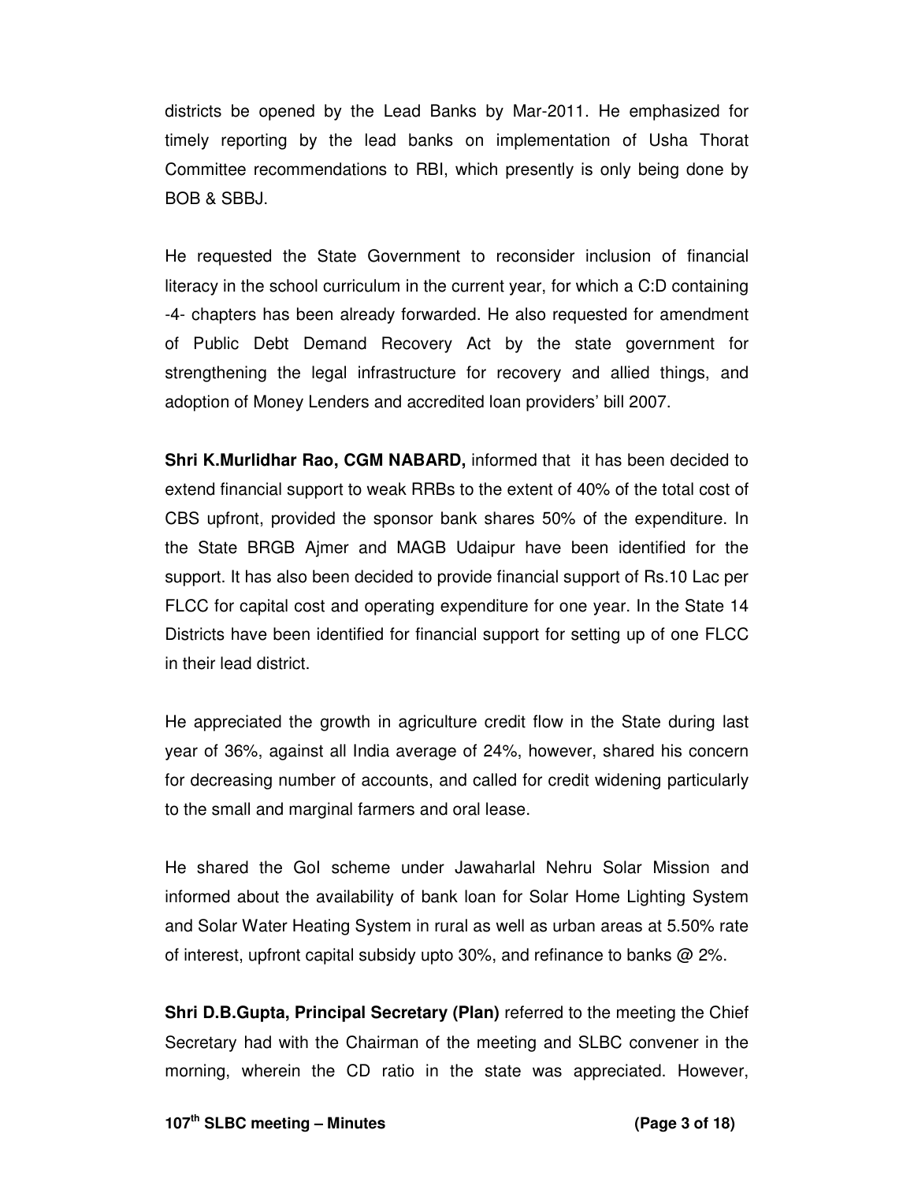districts be opened by the Lead Banks by Mar-2011. He emphasized for timely reporting by the lead banks on implementation of Usha Thorat Committee recommendations to RBI, which presently is only being done by BOB & SBBJ.

He requested the State Government to reconsider inclusion of financial literacy in the school curriculum in the current year, for which a C:D containing -4- chapters has been already forwarded. He also requested for amendment of Public Debt Demand Recovery Act by the state government for strengthening the legal infrastructure for recovery and allied things, and adoption of Money Lenders and accredited loan providers' bill 2007.

**Shri K.Murlidhar Rao, CGM NABARD,** informed that it has been decided to extend financial support to weak RRBs to the extent of 40% of the total cost of CBS upfront, provided the sponsor bank shares 50% of the expenditure. In the State BRGB Ajmer and MAGB Udaipur have been identified for the support. It has also been decided to provide financial support of Rs.10 Lac per FLCC for capital cost and operating expenditure for one year. In the State 14 Districts have been identified for financial support for setting up of one FLCC in their lead district.

He appreciated the growth in agriculture credit flow in the State during last year of 36%, against all India average of 24%, however, shared his concern for decreasing number of accounts, and called for credit widening particularly to the small and marginal farmers and oral lease.

He shared the GoI scheme under Jawaharlal Nehru Solar Mission and informed about the availability of bank loan for Solar Home Lighting System and Solar Water Heating System in rural as well as urban areas at 5.50% rate of interest, upfront capital subsidy upto 30%, and refinance to banks @ 2%.

**Shri D.B.Gupta, Principal Secretary (Plan)** referred to the meeting the Chief Secretary had with the Chairman of the meeting and SLBC convener in the morning, wherein the CD ratio in the state was appreciated. However,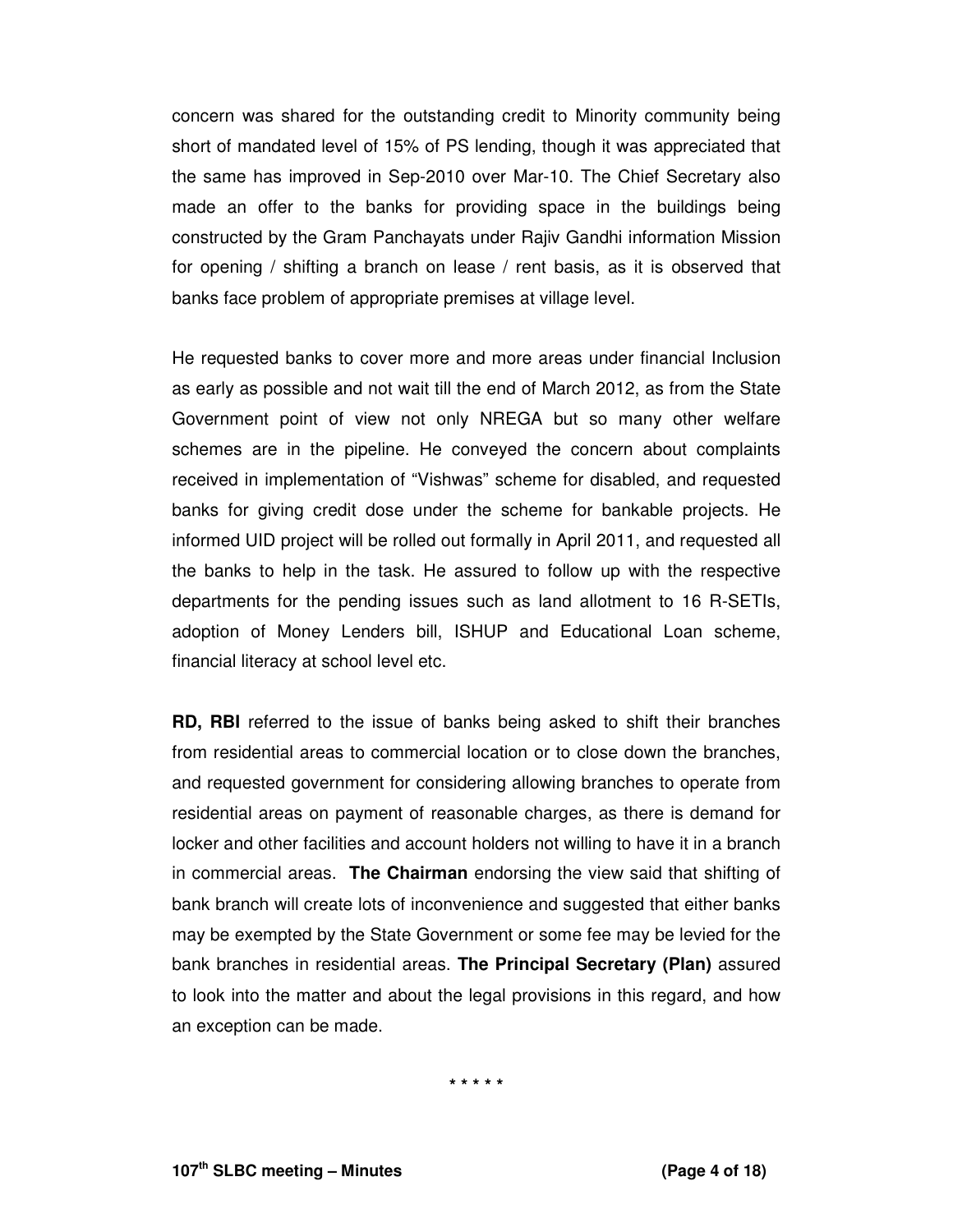concern was shared for the outstanding credit to Minority community being short of mandated level of 15% of PS lending, though it was appreciated that the same has improved in Sep-2010 over Mar-10. The Chief Secretary also made an offer to the banks for providing space in the buildings being constructed by the Gram Panchayats under Rajiv Gandhi information Mission for opening / shifting a branch on lease / rent basis, as it is observed that banks face problem of appropriate premises at village level.

He requested banks to cover more and more areas under financial Inclusion as early as possible and not wait till the end of March 2012, as from the State Government point of view not only NREGA but so many other welfare schemes are in the pipeline. He conveyed the concern about complaints received in implementation of "Vishwas" scheme for disabled, and requested banks for giving credit dose under the scheme for bankable projects. He informed UID project will be rolled out formally in April 2011, and requested all the banks to help in the task. He assured to follow up with the respective departments for the pending issues such as land allotment to 16 R-SETIs, adoption of Money Lenders bill, ISHUP and Educational Loan scheme, financial literacy at school level etc.

**RD, RBI** referred to the issue of banks being asked to shift their branches from residential areas to commercial location or to close down the branches, and requested government for considering allowing branches to operate from residential areas on payment of reasonable charges, as there is demand for locker and other facilities and account holders not willing to have it in a branch in commercial areas. **The Chairman** endorsing the view said that shifting of bank branch will create lots of inconvenience and suggested that either banks may be exempted by the State Government or some fee may be levied for the bank branches in residential areas. **The Principal Secretary (Plan)** assured to look into the matter and about the legal provisions in this regard, and how an exception can be made.

\* \* \* \* \*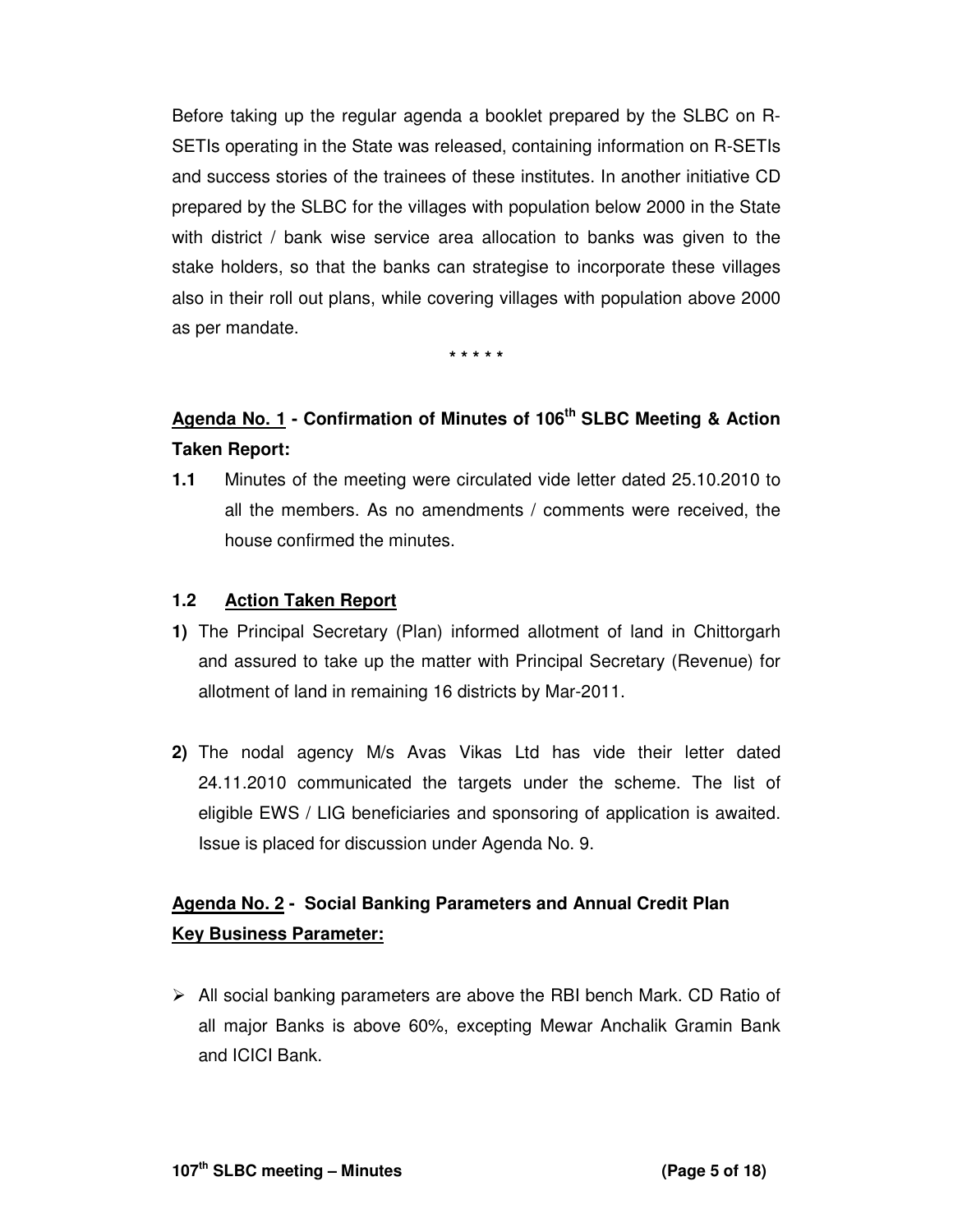Before taking up the regular agenda a booklet prepared by the SLBC on R-SETIs operating in the State was released, containing information on R-SETIs and success stories of the trainees of these institutes. In another initiative CD prepared by the SLBC for the villages with population below 2000 in the State with district / bank wise service area allocation to banks was given to the stake holders, so that the banks can strategise to incorporate these villages also in their roll out plans, while covering villages with population above 2000 as per mandate.

\* \* \* \* \*

**<u>Agenda No. 1</u> - Confirmation of Minutes of 106th SLBC Meeting & Action Taken Report:**

**1.1** Minutes of the meeting were circulated vide letter dated 25.10.2010 to all the members. As no amendments / comments were received, the house confirmed the minutes.

**1.2 <u>Action Taken Report</u>**

**1)** The Principal Secretary (Plan) informed allotment of land in Chittorgarh and assured to take up the matter with Principal Secretary (Revenue) for allotment of land in remaining 16 districts by Mar-2011.

**2)** The nodal agency M/s Avas Vikas Ltd has vide their letter dated 24.11.2010 communicated the targets under the scheme. The list of eligible EWS / LIG beneficiaries and sponsoring of application is awaited. Issue is placed for discussion under Agenda No. 9.

**<u>Agenda No. 2</u> - Social Banking Parameters and Annual Credit Plan**
**<u>Key Business Parameter:</u>**

- All social banking parameters are above the RBI bench Mark. CD Ratio of all major Banks is above 60%, excepting Mewar Anchalik Gramin Bank and ICICI Bank.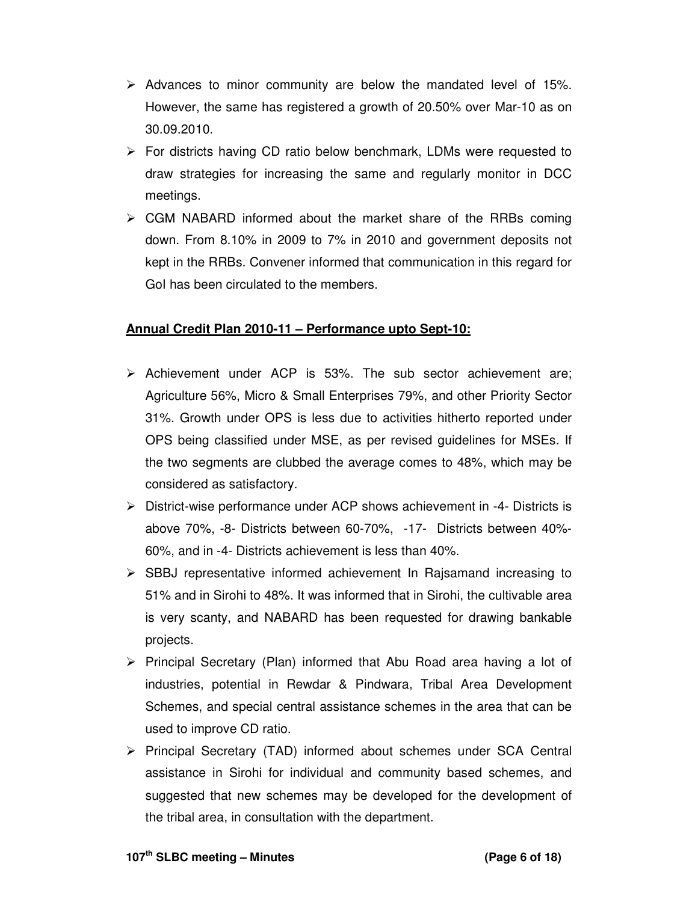- Advances to minor community are below the mandated level of 15%. However, the same has registered a growth of 20.50% over Mar-10 as on 30.09.2010.
- For districts having CD ratio below benchmark, LDMs were requested to draw strategies for increasing the same and regularly monitor in DCC meetings.
- CGM NABARD informed about the market share of the RRBs coming down. From 8.10% in 2009 to 7% in 2010 and government deposits not kept in the RRBs. Convener informed that communication in this regard for GoI has been circulated to the members.

**Annual Credit Plan 2010-11 – Performance upto Sept-10:**

- Achievement under ACP is 53%. The sub sector achievement are; Agriculture 56%, Micro & Small Enterprises 79%, and other Priority Sector 31%. Growth under OPS is less due to activities hitherto reported under OPS being classified under MSE, as per revised guidelines for MSEs. If the two segments are clubbed the average comes to 48%, which may be considered as satisfactory.
- District-wise performance under ACP shows achievement in -4- Districts is above 70%, -8- Districts between 60-70%, -17- Districts between 40%-60%, and in -4- Districts achievement is less than 40%.
- SBBJ representative informed achievement In Rajsamand increasing to 51% and in Sirohi to 48%. It was informed that in Sirohi, the cultivable area is very scanty, and NABARD has been requested for drawing bankable projects.
- Principal Secretary (Plan) informed that Abu Road area having a lot of industries, potential in Rewdar & Pindwara, Tribal Area Development Schemes, and special central assistance schemes in the area that can be used to improve CD ratio.
- Principal Secretary (TAD) informed about schemes under SCA Central assistance in Sirohi for individual and community based schemes, and suggested that new schemes may be developed for the development of the tribal area, in consultation with the department.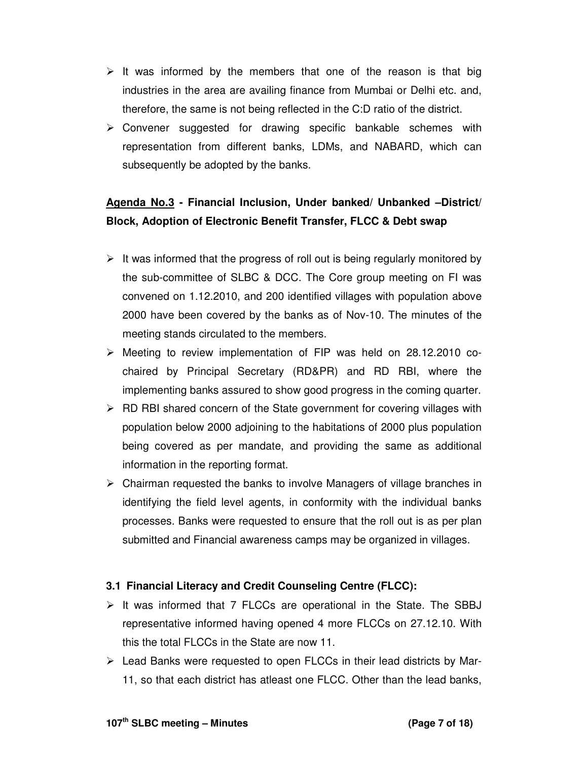- It was informed by the members that one of the reason is that big industries in the area are availing finance from Mumbai or Delhi etc. and, therefore, the same is not being reflected in the C:D ratio of the district.
- Convener suggested for drawing specific bankable schemes with representation from different banks, LDMs, and NABARD, which can subsequently be adopted by the banks.

**<u>Agenda No.3</u> - Financial Inclusion, Under banked/ Unbanked –District/ Block, Adoption of Electronic Benefit Transfer, FLCC & Debt swap**

- It was informed that the progress of roll out is being regularly monitored by the sub-committee of SLBC & DCC. The Core group meeting on FI was convened on 1.12.2010, and 200 identified villages with population above 2000 have been covered by the banks as of Nov-10. The minutes of the meeting stands circulated to the members.
- Meeting to review implementation of FIP was held on 28.12.2010 co-chaired by Principal Secretary (RD&PR) and RD RBI, where the implementing banks assured to show good progress in the coming quarter.
- RD RBI shared concern of the State government for covering villages with population below 2000 adjoining to the habitations of 2000 plus population being covered as per mandate, and providing the same as additional information in the reporting format.
- Chairman requested the banks to involve Managers of village branches in identifying the field level agents, in conformity with the individual banks processes. Banks were requested to ensure that the roll out is as per plan submitted and Financial awareness camps may be organized in villages.

### 3.1 Financial Literacy and Credit Counseling Centre (FLCC):

- It was informed that 7 FLCCs are operational in the State. The SBBJ representative informed having opened 4 more FLCCs on 27.12.10. With this the total FLCCs in the State are now 11.
- Lead Banks were requested to open FLCCs in their lead districts by Mar-11, so that each district has atleast one FLCC. Other than the lead banks,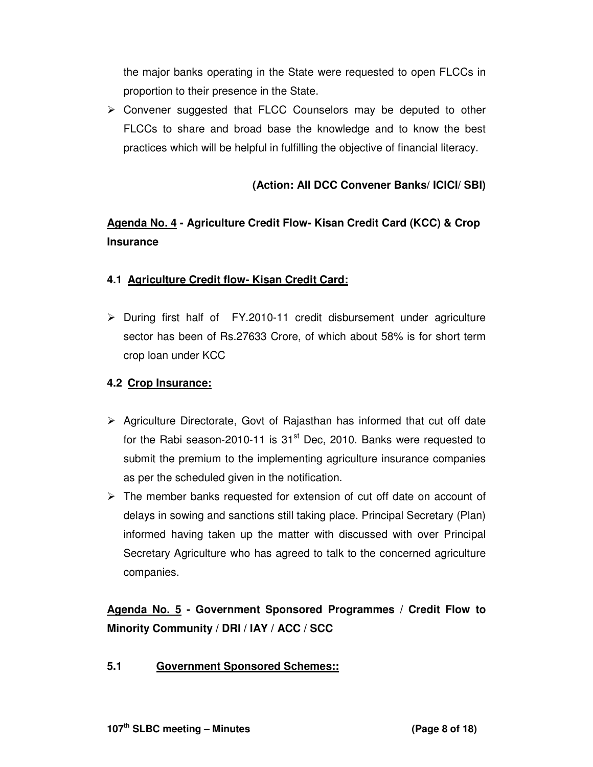the major banks operating in the State were requested to open FLCCs in proportion to their presence in the State.

- Convener suggested that FLCC Counselors may be deputed to other FLCCs to share and broad base the knowledge and to know the best practices which will be helpful in fulfilling the objective of financial literacy.

**(Action: All DCC Convener Banks/ ICICI/ SBI)**

## Agenda No. 4 - Agriculture Credit Flow- Kisan Credit Card (KCC) & Crop Insurance

### 4.1 Agriculture Credit flow- Kisan Credit Card:

- During first half of FY.2010-11 credit disbursement under agriculture sector has been of Rs.27633 Crore, of which about 58% is for short term crop loan under KCC

### 4.2 Crop Insurance:

- Agriculture Directorate, Govt of Rajasthan has informed that cut off date for the Rabi season-2010-11 is 31st Dec, 2010. Banks were requested to submit the premium to the implementing agriculture insurance companies as per the scheduled given in the notification.
- The member banks requested for extension of cut off date on account of delays in sowing and sanctions still taking place. Principal Secretary (Plan) informed having taken up the matter with discussed with over Principal Secretary Agriculture who has agreed to talk to the concerned agriculture companies.

## Agenda No. 5 - Government Sponsored Programmes / Credit Flow to Minority Community / DRI / IAY / ACC / SCC

### 5.1 Government Sponsored Schemes::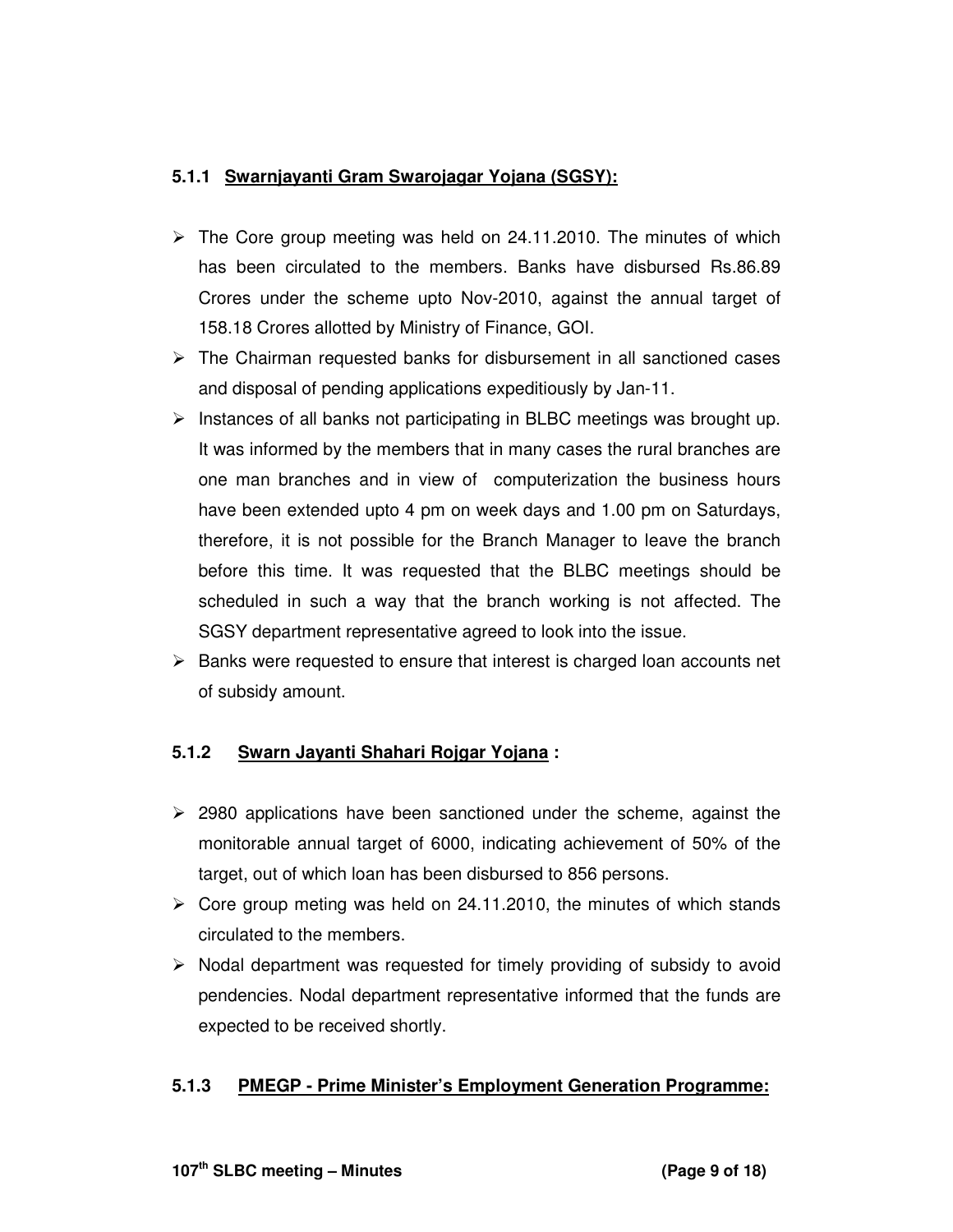### 5.1.1 Swarnjayanti Gram Swarojagar Yojana (SGSY):

- The Core group meeting was held on 24.11.2010. The minutes of which has been circulated to the members. Banks have disbursed Rs.86.89 Crores under the scheme upto Nov-2010, against the annual target of 158.18 Crores allotted by Ministry of Finance, GOI.
- The Chairman requested banks for disbursement in all sanctioned cases and disposal of pending applications expeditiously by Jan-11.
- Instances of all banks not participating in BLBC meetings was brought up. It was informed by the members that in many cases the rural branches are one man branches and in view of computerization the business hours have been extended upto 4 pm on week days and 1.00 pm on Saturdays, therefore, it is not possible for the Branch Manager to leave the branch before this time. It was requested that the BLBC meetings should be scheduled in such a way that the branch working is not affected. The SGSY department representative agreed to look into the issue.
- Banks were requested to ensure that interest is charged loan accounts net of subsidy amount.

### 5.1.2 Swarn Jayanti Shahari Rojgar Yojana :

- 2980 applications have been sanctioned under the scheme, against the monitorable annual target of 6000, indicating achievement of 50% of the target, out of which loan has been disbursed to 856 persons.
- Core group meting was held on 24.11.2010, the minutes of which stands circulated to the members.
- Nodal department was requested for timely providing of subsidy to avoid pendencies. Nodal department representative informed that the funds are expected to be received shortly.

### 5.1.3 PMEGP - Prime Minister's Employment Generation Programme: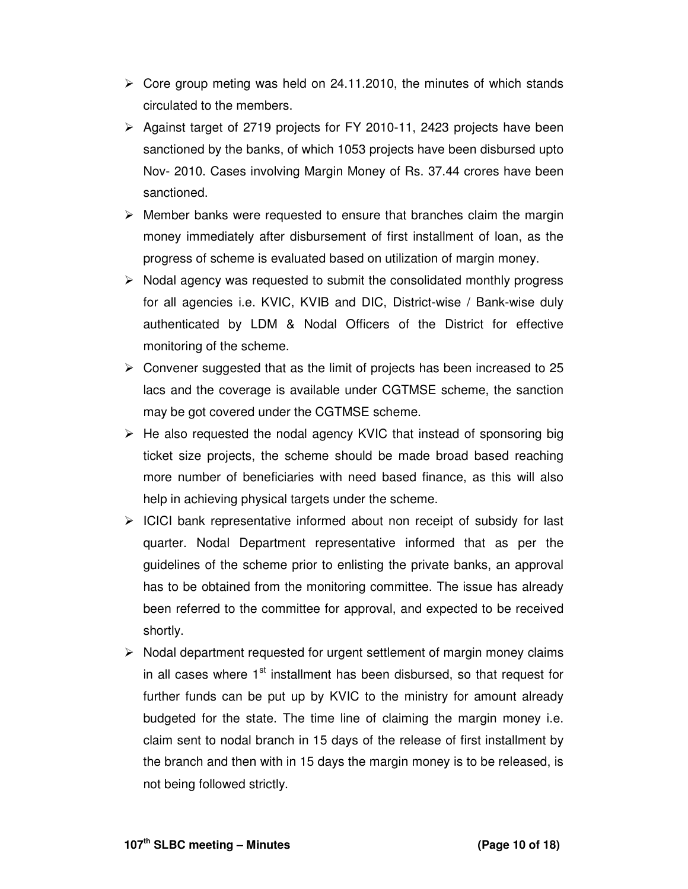- Core group meting was held on 24.11.2010, the minutes of which stands circulated to the members.
- Against target of 2719 projects for FY 2010-11, 2423 projects have been sanctioned by the banks, of which 1053 projects have been disbursed upto Nov- 2010. Cases involving Margin Money of Rs. 37.44 crores have been sanctioned.
- Member banks were requested to ensure that branches claim the margin money immediately after disbursement of first installment of loan, as the progress of scheme is evaluated based on utilization of margin money.
- Nodal agency was requested to submit the consolidated monthly progress for all agencies i.e. KVIC, KVIB and DIC, District-wise / Bank-wise duly authenticated by LDM & Nodal Officers of the District for effective monitoring of the scheme.
- Convener suggested that as the limit of projects has been increased to 25 lacs and the coverage is available under CGTMSE scheme, the sanction may be got covered under the CGTMSE scheme.
- He also requested the nodal agency KVIC that instead of sponsoring big ticket size projects, the scheme should be made broad based reaching more number of beneficiaries with need based finance, as this will also help in achieving physical targets under the scheme.
- ICICI bank representative informed about non receipt of subsidy for last quarter. Nodal Department representative informed that as per the guidelines of the scheme prior to enlisting the private banks, an approval has to be obtained from the monitoring committee. The issue has already been referred to the committee for approval, and expected to be received shortly.
- Nodal department requested for urgent settlement of margin money claims in all cases where 1st installment has been disbursed, so that request for further funds can be put up by KVIC to the ministry for amount already budgeted for the state. The time line of claiming the margin money i.e. claim sent to nodal branch in 15 days of the release of first installment by the branch and then with in 15 days the margin money is to be released, is not being followed strictly.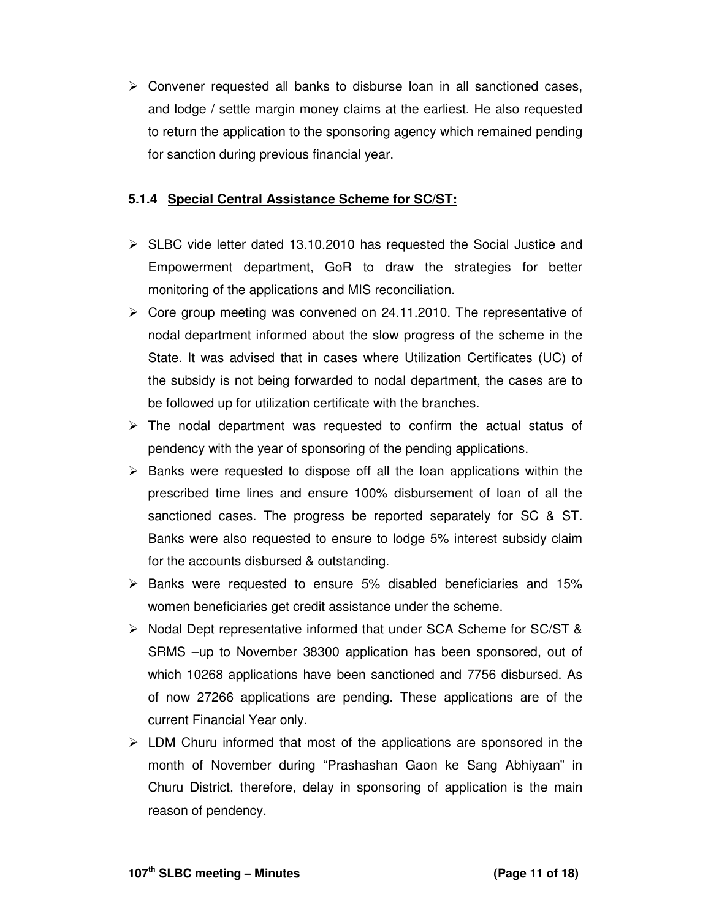- Convener requested all banks to disburse loan in all sanctioned cases, and lodge / settle margin money claims at the earliest. He also requested to return the application to the sponsoring agency which remained pending for sanction during previous financial year.

### 5.1.4 Special Central Assistance Scheme for SC/ST:

- SLBC vide letter dated 13.10.2010 has requested the Social Justice and Empowerment department, GoR to draw the strategies for better monitoring of the applications and MIS reconciliation.
- Core group meeting was convened on 24.11.2010. The representative of nodal department informed about the slow progress of the scheme in the State. It was advised that in cases where Utilization Certificates (UC) of the subsidy is not being forwarded to nodal department, the cases are to be followed up for utilization certificate with the branches.
- The nodal department was requested to confirm the actual status of pendency with the year of sponsoring of the pending applications.
- Banks were requested to dispose off all the loan applications within the prescribed time lines and ensure 100% disbursement of loan of all the sanctioned cases. The progress be reported separately for SC & ST. Banks were also requested to ensure to lodge 5% interest subsidy claim for the accounts disbursed & outstanding.
- Banks were requested to ensure 5% disabled beneficiaries and 15% women beneficiaries get credit assistance under the scheme.
- Nodal Dept representative informed that under SCA Scheme for SC/ST & SRMS –up to November 38300 application has been sponsored, out of which 10268 applications have been sanctioned and 7756 disbursed. As of now 27266 applications are pending. These applications are of the current Financial Year only.
- LDM Churu informed that most of the applications are sponsored in the month of November during "Prashashan Gaon ke Sang Abhiyaan" in Churu District, therefore, delay in sponsoring of application is the main reason of pendency.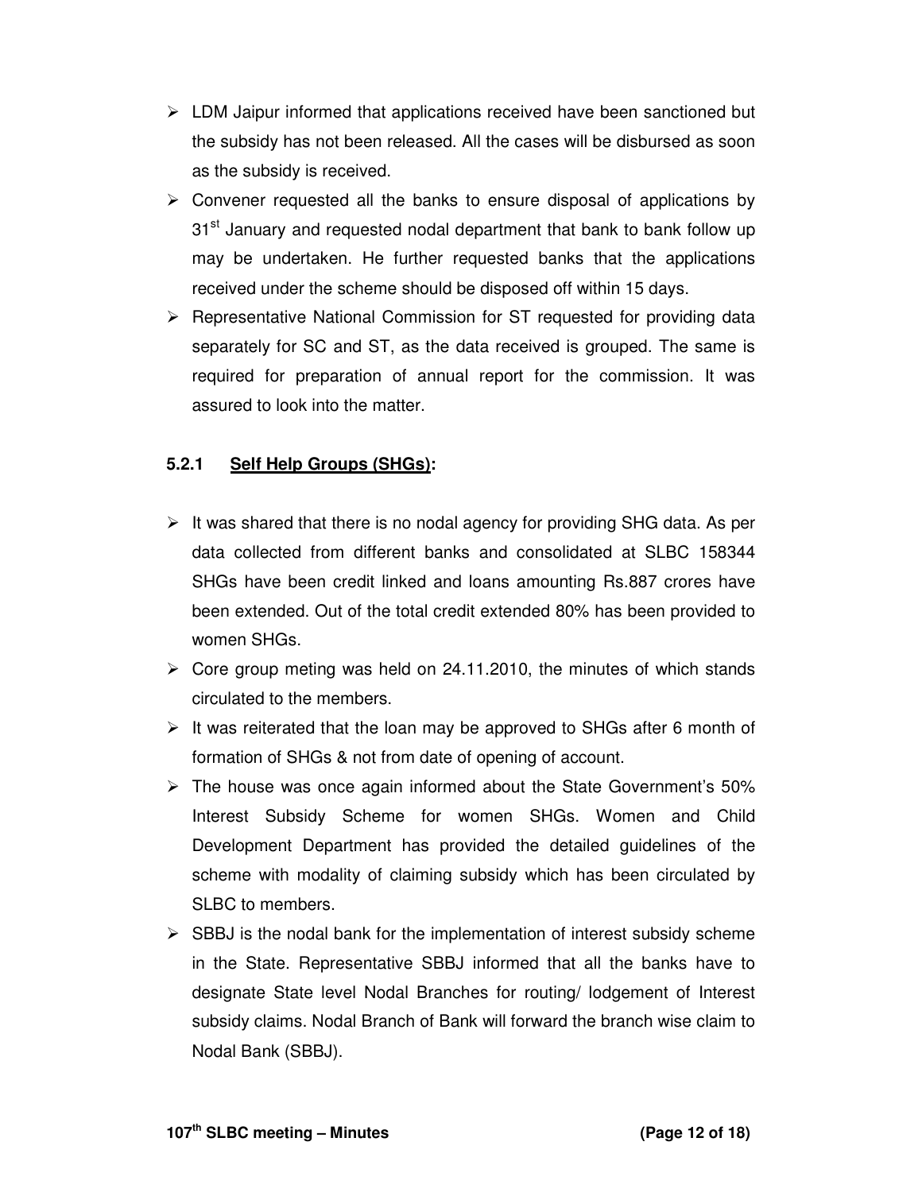- LDM Jaipur informed that applications received have been sanctioned but the subsidy has not been released. All the cases will be disbursed as soon as the subsidy is received.
- Convener requested all the banks to ensure disposal of applications by 31st January and requested nodal department that bank to bank follow up may be undertaken. He further requested banks that the applications received under the scheme should be disposed off within 15 days.
- Representative National Commission for ST requested for providing data separately for SC and ST, as the data received is grouped. The same is required for preparation of annual report for the commission. It was assured to look into the matter.

### 5.2.1 <u>Self Help Groups (SHGs)</u>:

- It was shared that there is no nodal agency for providing SHG data. As per data collected from different banks and consolidated at SLBC 158344 SHGs have been credit linked and loans amounting Rs.887 crores have been extended. Out of the total credit extended 80% has been provided to women SHGs.
- Core group meting was held on 24.11.2010, the minutes of which stands circulated to the members.
- It was reiterated that the loan may be approved to SHGs after 6 month of formation of SHGs & not from date of opening of account.
- The house was once again informed about the State Government's 50% Interest Subsidy Scheme for women SHGs. Women and Child Development Department has provided the detailed guidelines of the scheme with modality of claiming subsidy which has been circulated by SLBC to members.
- SBBJ is the nodal bank for the implementation of interest subsidy scheme in the State. Representative SBBJ informed that all the banks have to designate State level Nodal Branches for routing/ lodgement of Interest subsidy claims. Nodal Branch of Bank will forward the branch wise claim to Nodal Bank (SBBJ).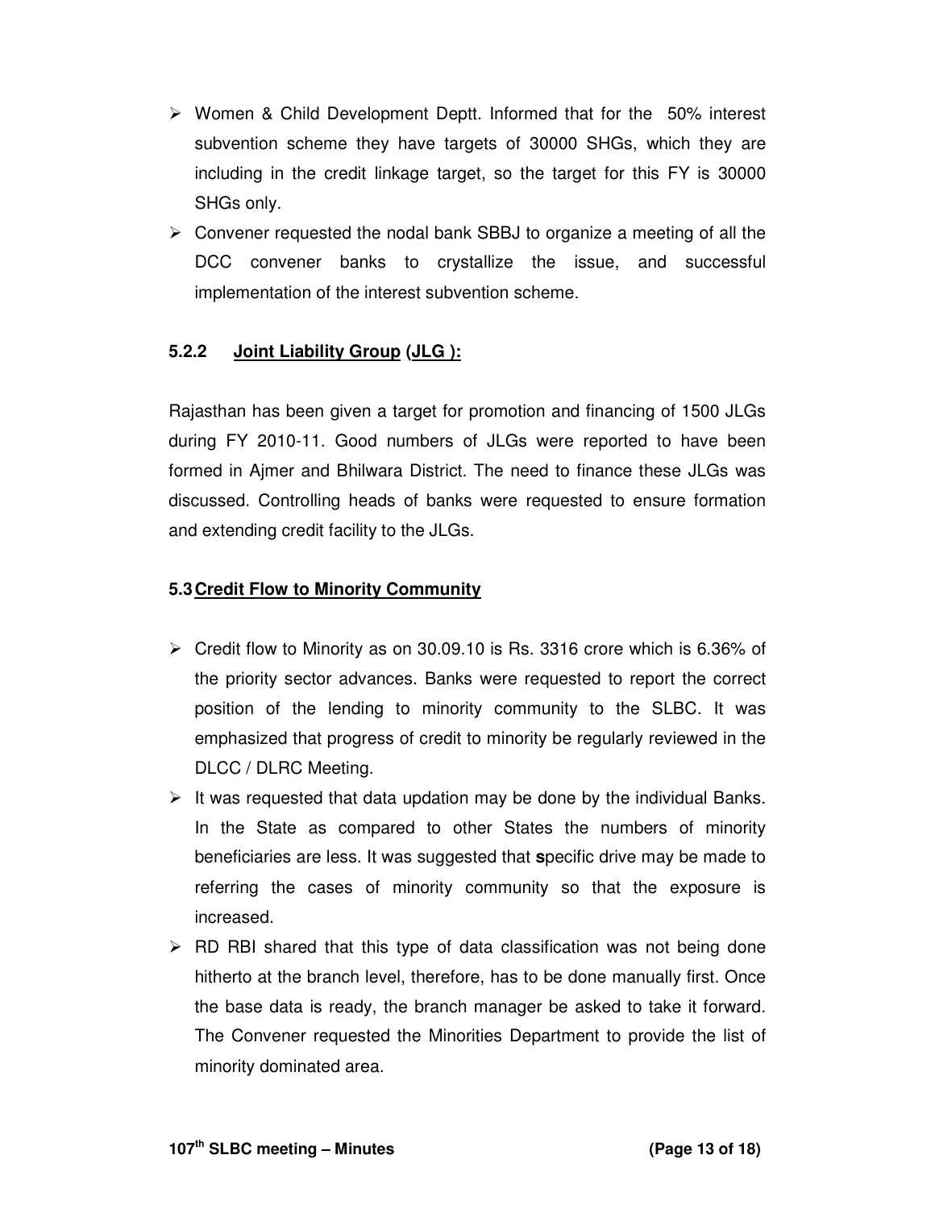- Women & Child Development Deptt. Informed that for the 50% interest subvention scheme they have targets of 30000 SHGs, which they are including in the credit linkage target, so the target for this FY is 30000 SHGs only.
- Convener requested the nodal bank SBBJ to organize a meeting of all the DCC convener banks to crystallize the issue, and successful implementation of the interest subvention scheme.

### 5.2.2 Joint Liability Group (JLG ):

Rajasthan has been given a target for promotion and financing of 1500 JLGs during FY 2010-11. Good numbers of JLGs were reported to have been formed in Ajmer and Bhilwara District. The need to finance these JLGs was discussed. Controlling heads of banks were requested to ensure formation and extending credit facility to the JLGs.

### 5.3 Credit Flow to Minority Community

- Credit flow to Minority as on 30.09.10 is Rs. 3316 crore which is 6.36% of the priority sector advances. Banks were requested to report the correct position of the lending to minority community to the SLBC. It was emphasized that progress of credit to minority be regularly reviewed in the DLCC / DLRC Meeting.
- It was requested that data updation may be done by the individual Banks. In the State as compared to other States the numbers of minority beneficiaries are less. It was suggested that **s**pecific drive may be made to referring the cases of minority community so that the exposure is increased.
- RD RBI shared that this type of data classification was not being done hitherto at the branch level, therefore, has to be done manually first. Once the base data is ready, the branch manager be asked to take it forward. The Convener requested the Minorities Department to provide the list of minority dominated area.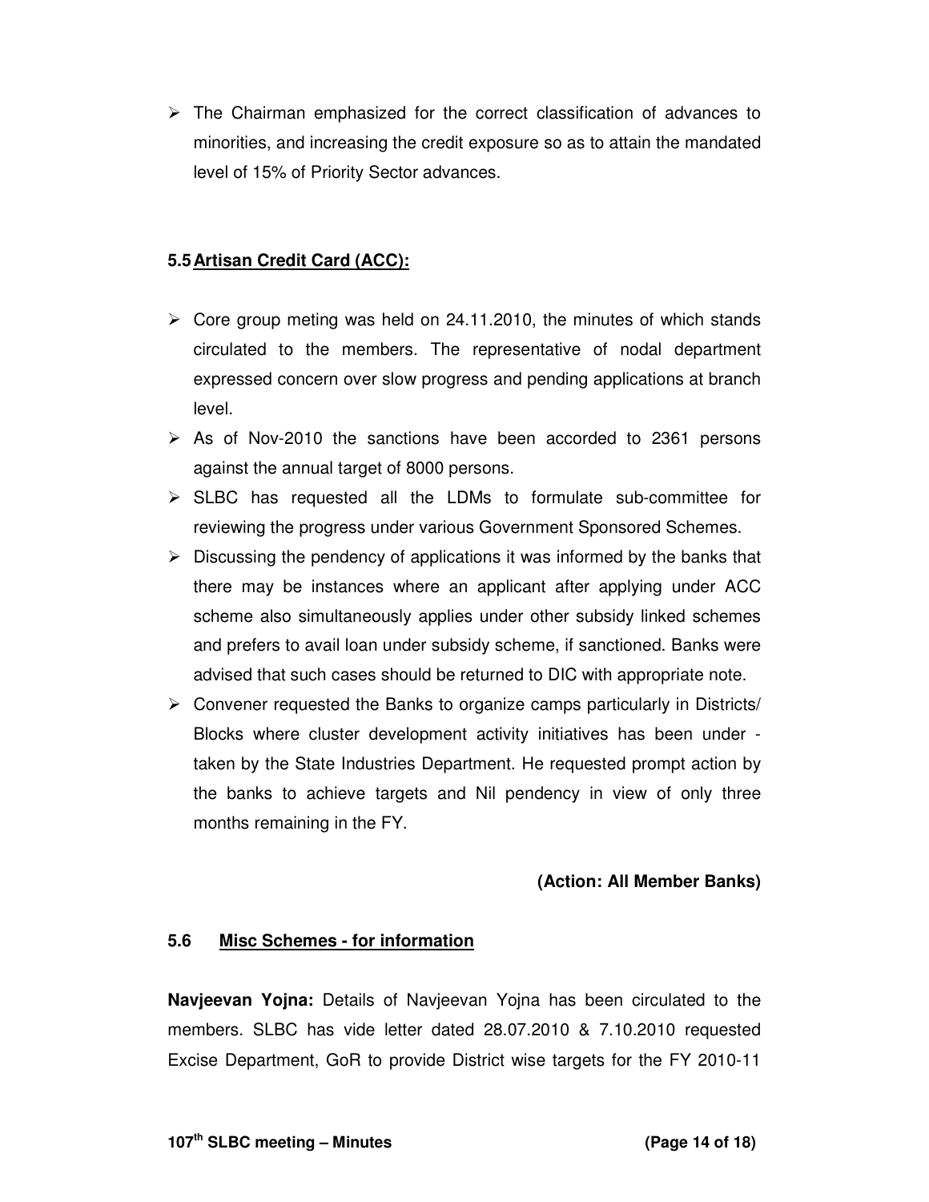- The Chairman emphasized for the correct classification of advances to minorities, and increasing the credit exposure so as to attain the mandated level of 15% of Priority Sector advances.

### 5.5 Artisan Credit Card (ACC):

- Core group meting was held on 24.11.2010, the minutes of which stands circulated to the members. The representative of nodal department expressed concern over slow progress and pending applications at branch level.
- As of Nov-2010 the sanctions have been accorded to 2361 persons against the annual target of 8000 persons.
- SLBC has requested all the LDMs to formulate sub-committee for reviewing the progress under various Government Sponsored Schemes.
- Discussing the pendency of applications it was informed by the banks that there may be instances where an applicant after applying under ACC scheme also simultaneously applies under other subsidy linked schemes and prefers to avail loan under subsidy scheme, if sanctioned. Banks were advised that such cases should be returned to DIC with appropriate note.
- Convener requested the Banks to organize camps particularly in Districts/ Blocks where cluster development activity initiatives has been under - taken by the State Industries Department. He requested prompt action by the banks to achieve targets and Nil pendency in view of only three months remaining in the FY.

**(Action: All Member Banks)**

### 5.6 Misc Schemes - for information

**Navjeevan Yojna:** Details of Navjeevan Yojna has been circulated to the members. SLBC has vide letter dated 28.07.2010 & 7.10.2010 requested Excise Department, GoR to provide District wise targets for the FY 2010-11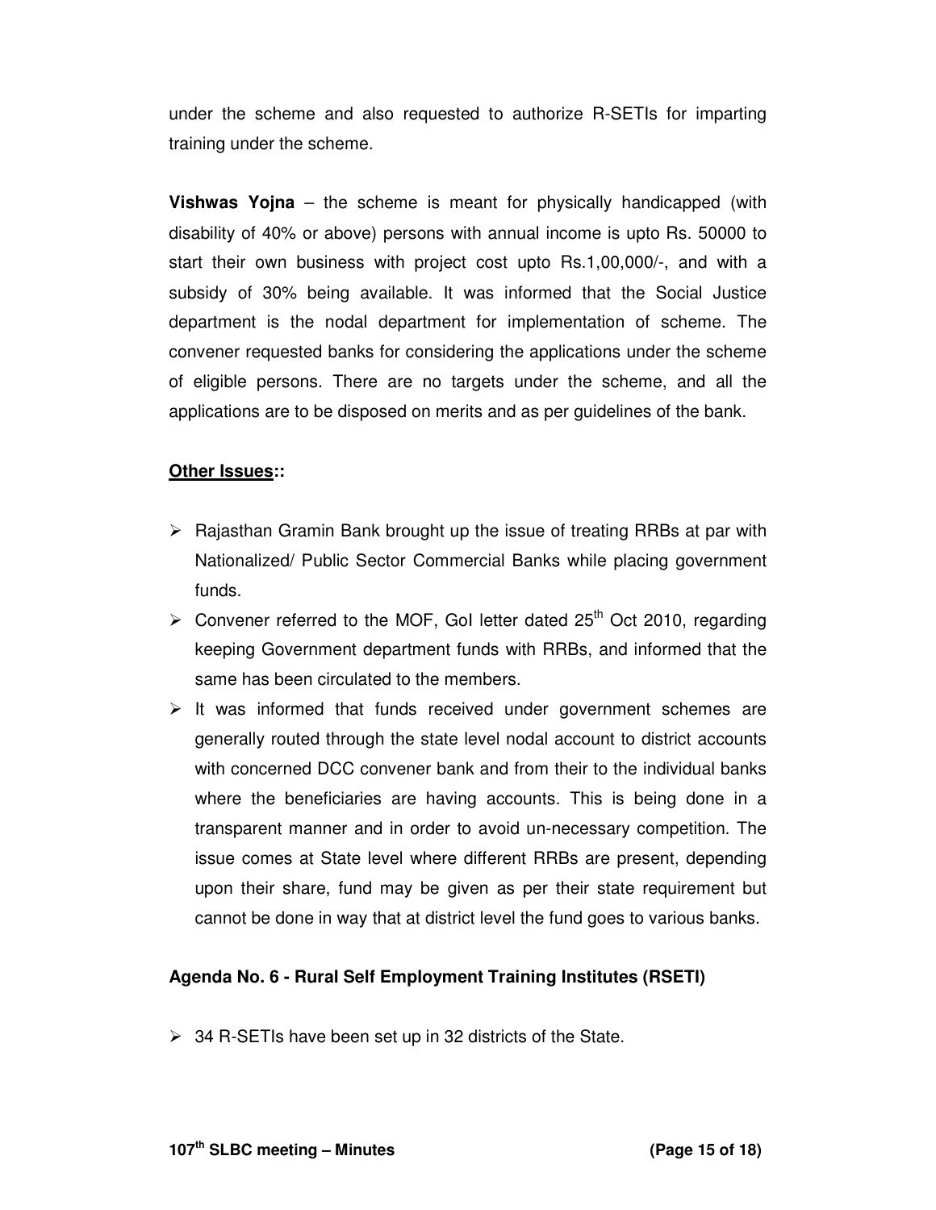under the scheme and also requested to authorize R-SETIs for imparting training under the scheme.

**Vishwas Yojna** – the scheme is meant for physically handicapped (with disability of 40% or above) persons with annual income is upto Rs. 50000 to start their own business with project cost upto Rs.1,00,000/-, and with a subsidy of 30% being available. It was informed that the Social Justice department is the nodal department for implementation of scheme. The convener requested banks for considering the applications under the scheme of eligible persons. There are no targets under the scheme, and all the applications are to be disposed on merits and as per guidelines of the bank.

**<u>Other Issues</u>::**

- Rajasthan Gramin Bank brought up the issue of treating RRBs at par with Nationalized/ Public Sector Commercial Banks while placing government funds.
- Convener referred to the MOF, GoI letter dated 25th Oct 2010, regarding keeping Government department funds with RRBs, and informed that the same has been circulated to the members.
- It was informed that funds received under government schemes are generally routed through the state level nodal account to district accounts with concerned DCC convener bank and from their to the individual banks where the beneficiaries are having accounts. This is being done in a transparent manner and in order to avoid un-necessary competition. The issue comes at State level where different RRBs are present, depending upon their share, fund may be given as per their state requirement but cannot be done in way that at district level the fund goes to various banks.

**Agenda No. 6 - Rural Self Employment Training Institutes (RSETI)**

- 34 R-SETIs have been set up in 32 districts of the State.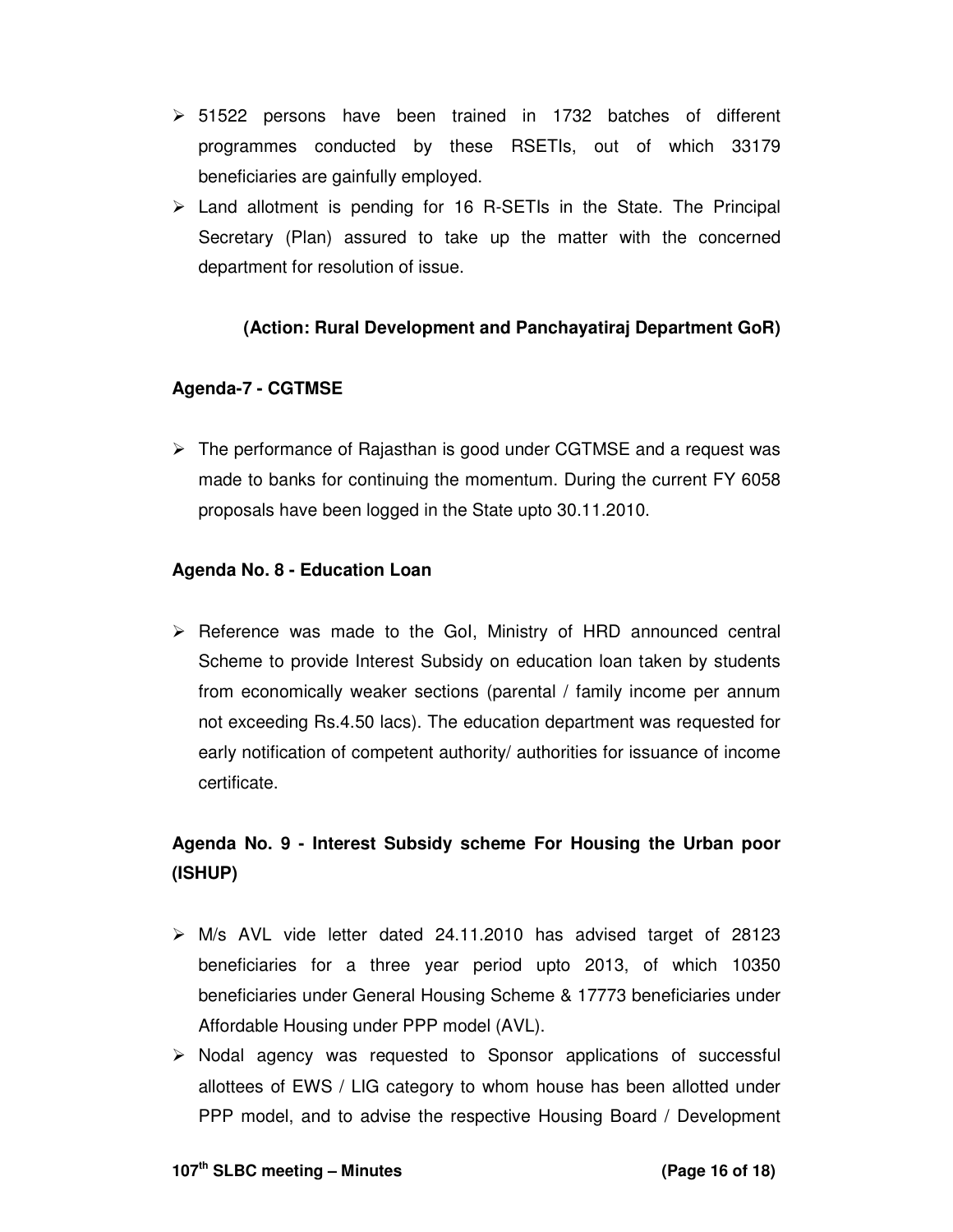- 51522 persons have been trained in 1732 batches of different programmes conducted by these RSETIs, out of which 33179 beneficiaries are gainfully employed.
- Land allotment is pending for 16 R-SETIs in the State. The Principal Secretary (Plan) assured to take up the matter with the concerned department for resolution of issue.

**(Action: Rural Development and Panchayatiraj Department GoR)**

**Agenda-7 - CGTMSE**

- The performance of Rajasthan is good under CGTMSE and a request was made to banks for continuing the momentum. During the current FY 6058 proposals have been logged in the State upto 30.11.2010.

**Agenda No. 8 - Education Loan**

- Reference was made to the GoI, Ministry of HRD announced central Scheme to provide Interest Subsidy on education loan taken by students from economically weaker sections (parental / family income per annum not exceeding Rs.4.50 lacs). The education department was requested for early notification of competent authority/ authorities for issuance of income certificate.

**Agenda No. 9 - Interest Subsidy scheme For Housing the Urban poor (ISHUP)**

- M/s AVL vide letter dated 24.11.2010 has advised target of 28123 beneficiaries for a three year period upto 2013, of which 10350 beneficiaries under General Housing Scheme & 17773 beneficiaries under Affordable Housing under PPP model (AVL).
- Nodal agency was requested to Sponsor applications of successful allottees of EWS / LIG category to whom house has been allotted under PPP model, and to advise the respective Housing Board / Development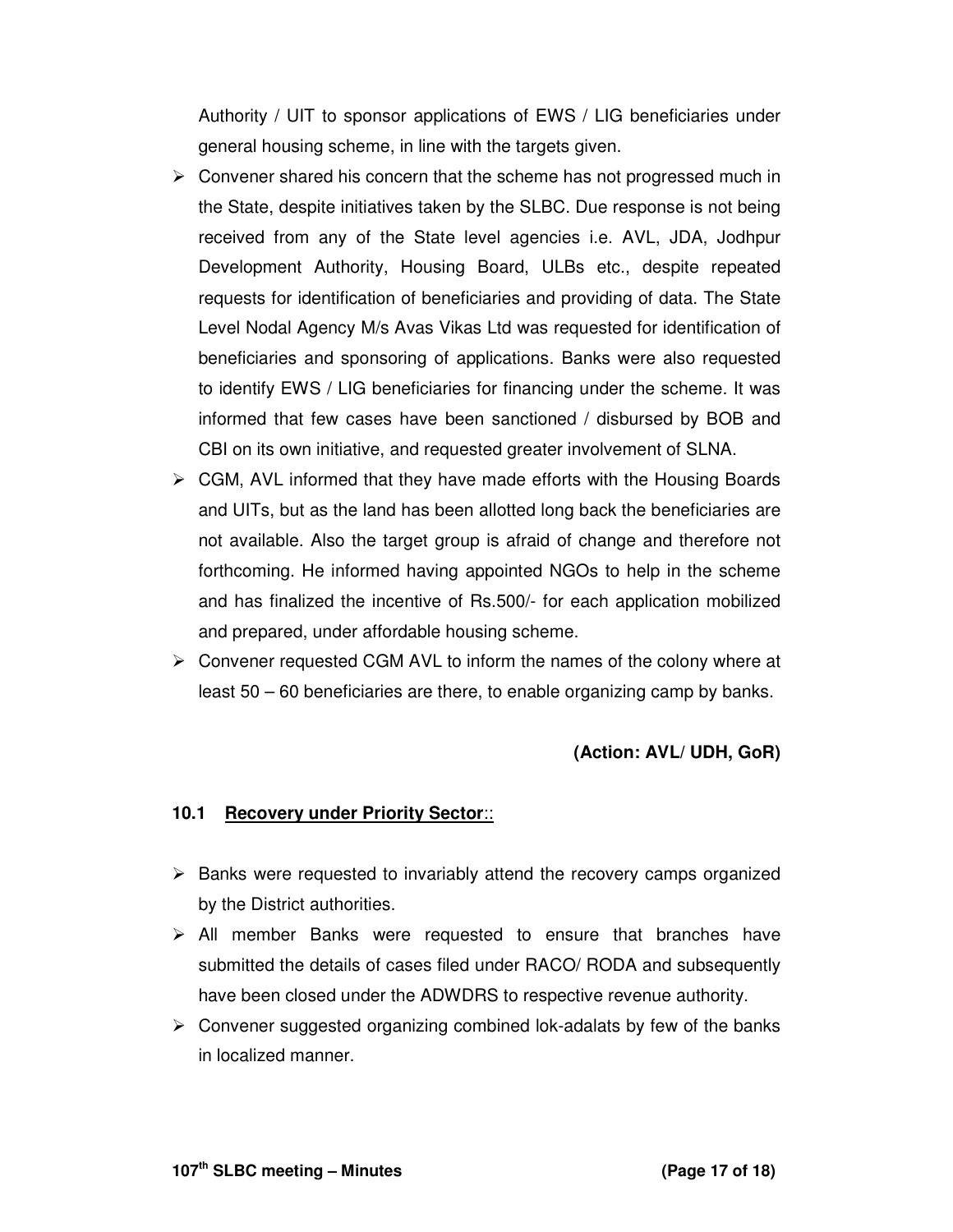Authority / UIT to sponsor applications of EWS / LIG beneficiaries under general housing scheme, in line with the targets given.

- Convener shared his concern that the scheme has not progressed much in the State, despite initiatives taken by the SLBC. Due response is not being received from any of the State level agencies i.e. AVL, JDA, Jodhpur Development Authority, Housing Board, ULBs etc., despite repeated requests for identification of beneficiaries and providing of data. The State Level Nodal Agency M/s Avas Vikas Ltd was requested for identification of beneficiaries and sponsoring of applications. Banks were also requested to identify EWS / LIG beneficiaries for financing under the scheme. It was informed that few cases have been sanctioned / disbursed by BOB and CBI on its own initiative, and requested greater involvement of SLNA.
- CGM, AVL informed that they have made efforts with the Housing Boards and UITs, but as the land has been allotted long back the beneficiaries are not available. Also the target group is afraid of change and therefore not forthcoming. He informed having appointed NGOs to help in the scheme and has finalized the incentive of Rs.500/- for each application mobilized and prepared, under affordable housing scheme.
- Convener requested CGM AVL to inform the names of the colony where at least 50 – 60 beneficiaries are there, to enable organizing camp by banks.

**(Action: AVL/ UDH, GoR)**

### 10.1 Recovery under Priority Sector::

- Banks were requested to invariably attend the recovery camps organized by the District authorities.
- All member Banks were requested to ensure that branches have submitted the details of cases filed under RACO/ RODA and subsequently have been closed under the ADWDRS to respective revenue authority.
- Convener suggested organizing combined lok-adalats by few of the banks in localized manner.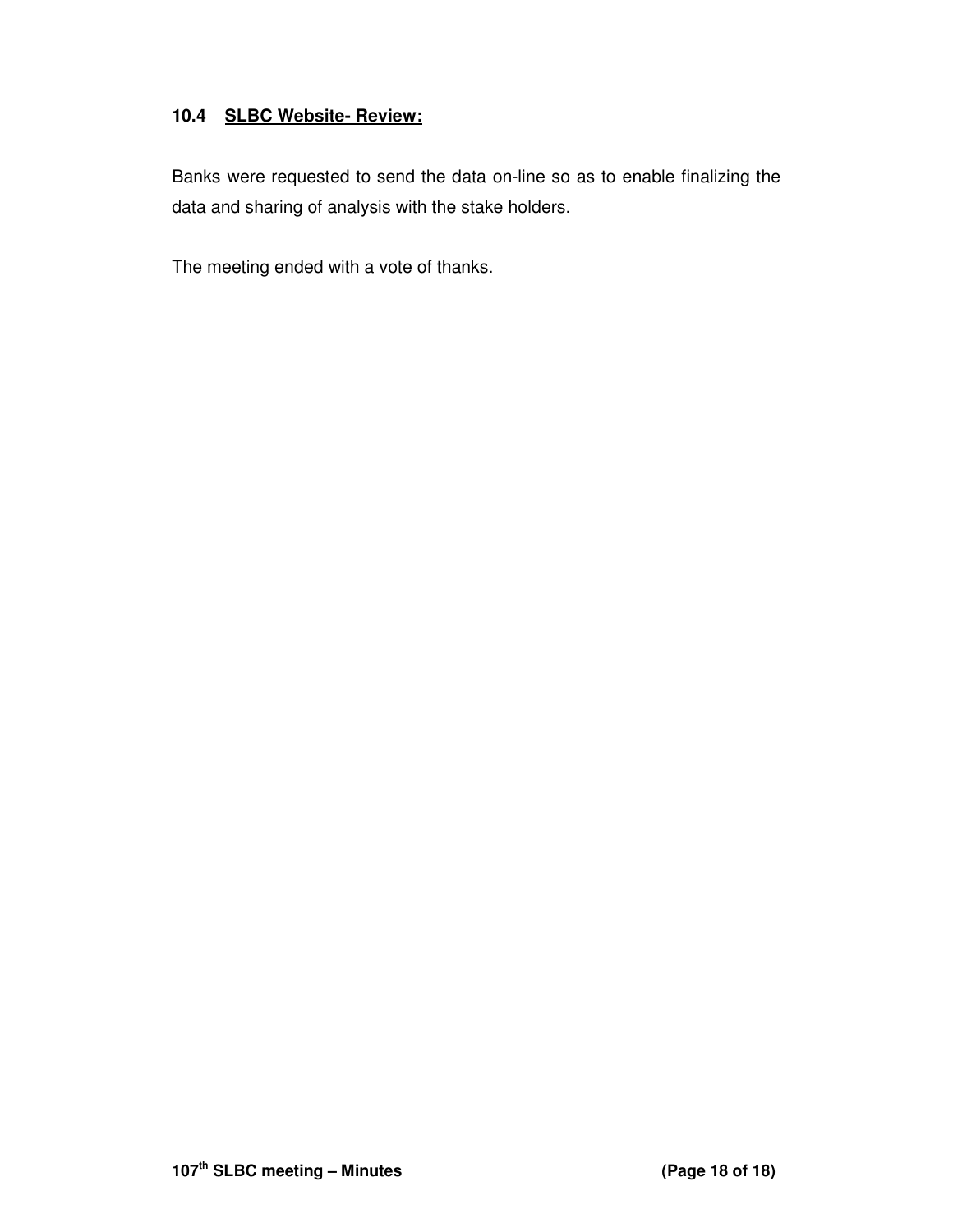### 10.4 SLBC Website- Review:

Banks were requested to send the data on-line so as to enable finalizing the data and sharing of analysis with the stake holders.

The meeting ended with a vote of thanks.